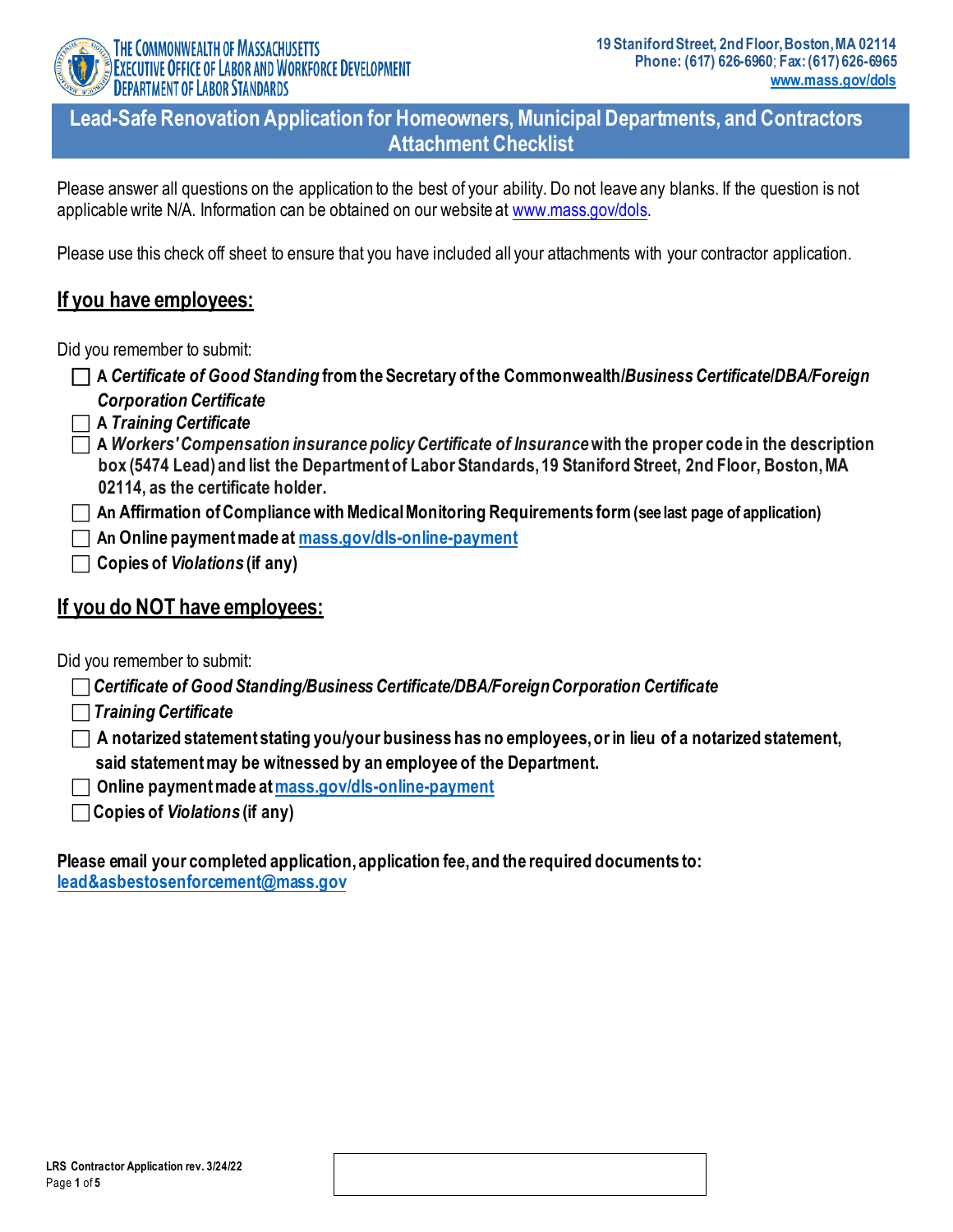THE COMMONWEALTH OF MASSACHUSETTS
EXECUTIVE OFFICE OF LABOR AND WORKFORCE DEVELOPMENT
DEPARTMENT OF LABOR STANDARDS

19 Staniford Street, 2nd Floor, Boston, MA 02114
Phone: (617) 626-6960; Fax: (617) 626-6965
www.mass.gov/dols

# Lead-Safe Renovation Application for Homeowners, Municipal Departments, and Contractors Attachment Checklist

Please answer all questions on the application to the best of your ability. Do not leave any blanks. If the question is not applicable write N/A. Information can be obtained on our website at www.mass.gov/dols.

Please use this check off sheet to ensure that you have included all your attachments with your contractor application.

## If you have employees:

Did you remember to submit:

- ☐ **A *Certificate of Good Standing* from the Secretary of the Commonwealth/*Business Certificate/DBA/Foreign Corporation Certificate***
- ☐ **A *Training Certificate***
- ☐ **A *Workers' Compensation insurance policy Certificate of Insurance* with the proper code in the description box (5474 Lead) and list the Department of Labor Standards, 19 Staniford Street, 2nd Floor, Boston, MA 02114, as the certificate holder.**
- ☐ **An Affirmation of Compliance with Medical Monitoring Requirements form (see last page of application)**
- ☐ **An Online payment made at mass.gov/dls-online-payment**
- ☐ **Copies of *Violations* (if any)**

## If you do NOT have employees:

Did you remember to submit:

- ☐ ***Certificate of Good Standing/Business Certificate/DBA/Foreign Corporation Certificate***
- ☐ ***Training Certificate***
- ☐ **A notarized statement stating you/your business has no employees, or in lieu of a notarized statement, said statement may be witnessed by an employee of the Department.**
- ☐ **Online payment made at mass.gov/dls-online-payment**
- ☐ **Copies of *Violations* (if any)**

**Please email your completed application, application fee, and the required documents to:**
**lead&asbestosenforcement@mass.gov**

LRS Contractor Application rev. 3/24/22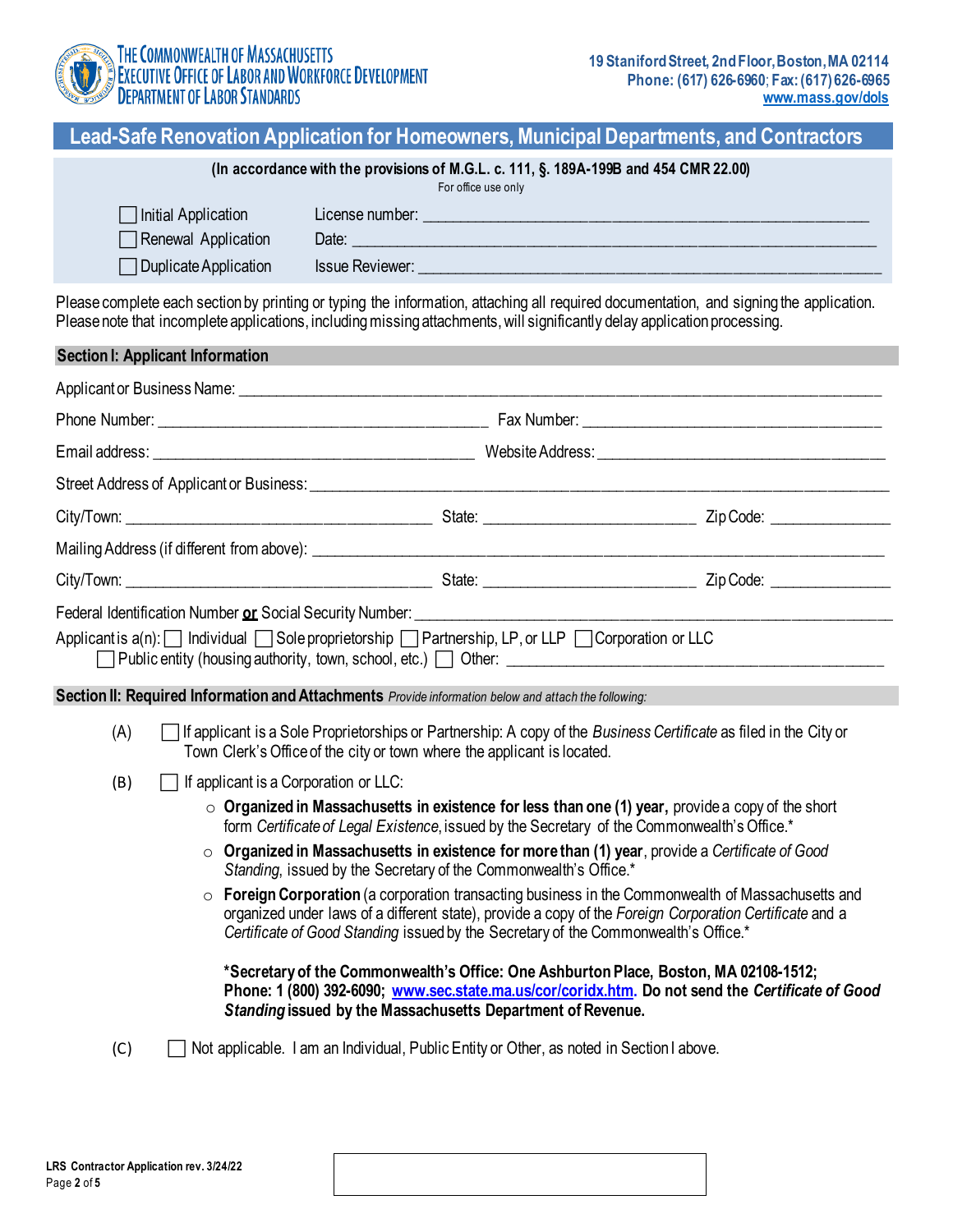The Commonwealth of Massachusetts
Executive Office of Labor and Workforce Development
Department of Labor Standards

19 Staniford Street, 2nd Floor, Boston, MA 02114
Phone: (617) 626-6960; Fax: (617) 626-6965
www.mass.gov/dols

# Lead-Safe Renovation Application for Homeowners, Municipal Departments, and Contractors

**(In accordance with the provisions of M.G.L. c. 111, §. 189A-199B and 454 CMR 22.00)**

For office use only

☐ Initial Application — License number: ______________________

☐ Renewal Application — Date: ______________________

☐ Duplicate Application — Issue Reviewer: ______________________

Please complete each section by printing or typing the information, attaching all required documentation, and signing the application. Please note that incomplete applications, including missing attachments, will significantly delay application processing.

## Section I: Applicant Information

Applicant or Business Name: ______________________

Phone Number: ______________________ Fax Number: ______________________

Email address: ______________________ Website Address: ______________________

Street Address of Applicant or Business: ______________________

City/Town: ______________________ State: ______________________ Zip Code: ______________________

Mailing Address (if different from above): ______________________

City/Town: ______________________ State: ______________________ Zip Code: ______________________

Federal Identification Number **or** Social Security Number: ______________________

Applicant is a(n): ☐ Individual ☐ Sole proprietorship ☐ Partnership, LP, or LLP ☐ Corporation or LLC ☐ Public entity (housing authority, town, school, etc.) ☐ Other: ______________________

## Section II: Required Information and Attachments *Provide information below and attach the following:*

(A) ☐ If applicant is a Sole Proprietorships or Partnership: A copy of the *Business Certificate* as filed in the City or Town Clerk's Office of the city or town where the applicant is located.

(B) ☐ If applicant is a Corporation or LLC:

- **Organized in Massachusetts in existence for less than one (1) year,** provide a copy of the short form *Certificate of Legal Existence*, issued by the Secretary of the Commonwealth's Office.*
- **Organized in Massachusetts in existence for more than (1) year**, provide a *Certificate of Good Standing*, issued by the Secretary of the Commonwealth's Office.*
- **Foreign Corporation** (a corporation transacting business in the Commonwealth of Massachusetts and organized under laws of a different state), provide a copy of the *Foreign Corporation Certificate* and a *Certificate of Good Standing* issued by the Secretary of the Commonwealth's Office.*

**\*Secretary of the Commonwealth's Office: One Ashburton Place, Boston, MA 02108-1512; Phone: 1 (800) 392-6090; www.sec.state.ma.us/cor/coridx.htm. Do not send the *Certificate of Good Standing* issued by the Massachusetts Department of Revenue.**

(C) ☐ Not applicable. I am an Individual, Public Entity or Other, as noted in Section I above.

LRS Contractor Application rev. 3/24/22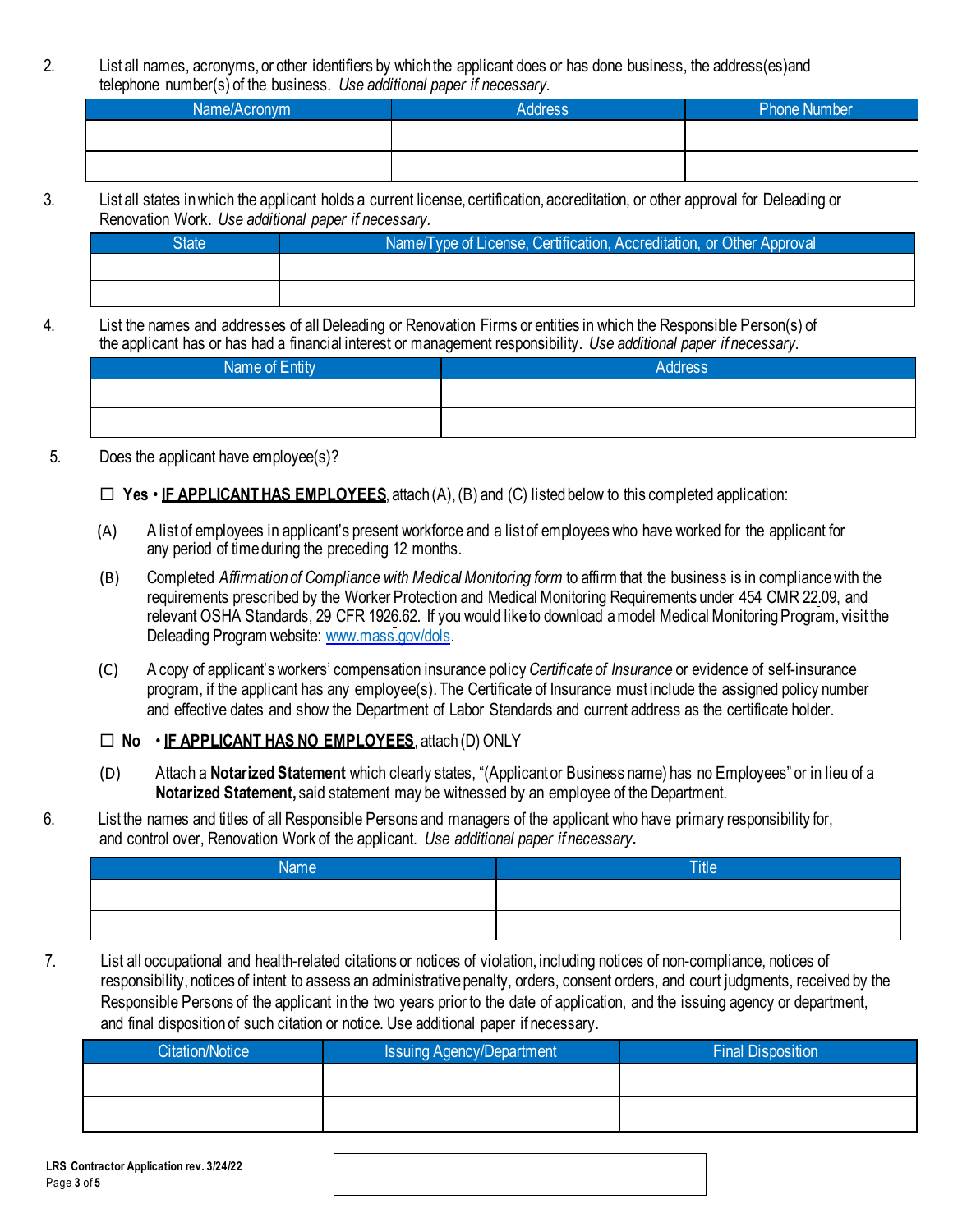2. List all names, acronyms, or other identifiers by which the applicant does or has done business, the address(es) and telephone number(s) of the business. *Use additional paper if necessary.*

| Name/Acronym | Address | Phone Number |
|---|---|---|
| | | |
| | | |

3. List all states in which the applicant holds a current license, certification, accreditation, or other approval for Deleading or Renovation Work. *Use additional paper if necessary.*

| State | Name/Type of License, Certification, Accreditation, or Other Approval |
|---|---|
| | |
| | |

4. List the names and addresses of all Deleading or Renovation Firms or entities in which the Responsible Person(s) of the applicant has or has had a financial interest or management responsibility. *Use additional paper if necessary.*

| Name of Entity | Address |
|---|---|
| | |
| | |

5. Does the applicant have employee(s)?

☐ **Yes** • **IF APPLICANT HAS EMPLOYEES**, attach (A), (B) and (C) listed below to this completed application:

(A) A list of employees in applicant's present workforce and a list of employees who have worked for the applicant for any period of time during the preceding 12 months.

(B) Completed *Affirmation of Compliance with Medical Monitoring form* to affirm that the business is in compliance with the requirements prescribed by the Worker Protection and Medical Monitoring Requirements under 454 CMR 22.09, and relevant OSHA Standards, 29 CFR 1926.62. If you would like to download a model Medical Monitoring Program, visit the Deleading Program website: www.mass.gov/dols.

(C) A copy of applicant's workers' compensation insurance policy *Certificate of Insurance* or evidence of self-insurance program, if the applicant has any employee(s). The Certificate of Insurance must include the assigned policy number and effective dates and show the Department of Labor Standards and current address as the certificate holder.

☐ **No** • **IF APPLICANT HAS NO EMPLOYEES**, attach (D) ONLY

(D) Attach a **Notarized Statement** which clearly states, "(Applicant or Business name) has no Employees" or in lieu of a **Notarized Statement,** said statement may be witnessed by an employee of the Department.

6. List the names and titles of all Responsible Persons and managers of the applicant who have primary responsibility for, and control over, Renovation Work of the applicant. *Use additional paper if necessary.*

| Name | Title |
|---|---|
| | |
| | |

7. List all occupational and health-related citations or notices of violation, including notices of non-compliance, notices of responsibility, notices of intent to assess an administrative penalty, orders, consent orders, and court judgments, received by the Responsible Persons of the applicant in the two years prior to the date of application, and the issuing agency or department, and final disposition of such citation or notice. Use additional paper if necessary.

| Citation/Notice | Issuing Agency/Department | Final Disposition |
|---|---|---|
| | | |
| | | |

**LRS Contractor Application rev. 3/24/22**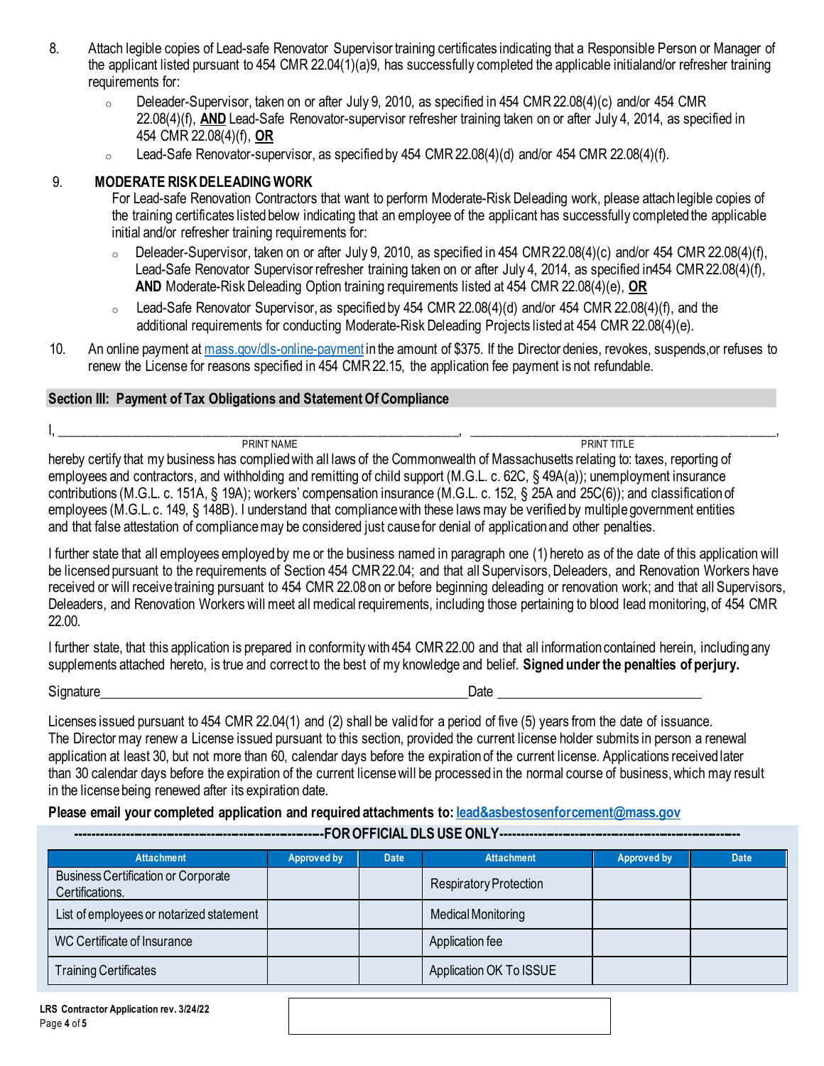8. Attach legible copies of Lead-safe Renovator Supervisor training certificates indicating that a Responsible Person or Manager of the applicant listed pursuant to 454 CMR 22.04(1)(a)9, has successfully completed the applicable initialand/or refresher training requirements for:
   - Deleader-Supervisor, taken on or after July 9, 2010, as specified in 454 CMR 22.08(4)(c) and/or 454 CMR 22.08(4)(f), **AND** Lead-Safe Renovator-supervisor refresher training taken on or after July 4, 2014, as specified in 454 CMR 22.08(4)(f), **OR**
   - Lead-Safe Renovator-supervisor, as specified by 454 CMR 22.08(4)(d) and/or 454 CMR 22.08(4)(f).

9. **MODERATE RISK DELEADING WORK**

   For Lead-safe Renovation Contractors that want to perform Moderate-Risk Deleading work, please attach legible copies of the training certificates listed below indicating that an employee of the applicant has successfully completed the applicable initial and/or refresher training requirements for:
   - Deleader-Supervisor, taken on or after July 9, 2010, as specified in 454 CMR 22.08(4)(c) and/or 454 CMR 22.08(4)(f), Lead-Safe Renovator Supervisor refresher training taken on or after July 4, 2014, as specified in454 CMR 22.08(4)(f), **AND** Moderate-Risk Deleading Option training requirements listed at 454 CMR 22.08(4)(e), **OR**
   - Lead-Safe Renovator Supervisor, as specified by 454 CMR 22.08(4)(d) and/or 454 CMR 22.08(4)(f), and the additional requirements for conducting Moderate-Risk Deleading Projects listed at 454 CMR 22.08(4)(e).

10. An online payment at mass.gov/dls-online-payment in the amount of $375. If the Director denies, revokes, suspends,or refuses to renew the License for reasons specified in 454 CMR 22.15, the application fee payment is not refundable.

## Section III: Payment of Tax Obligations and Statement Of Compliance

I, ______________________________, ______________________________,
PRINT NAME PRINT TITLE

hereby certify that my business has complied with all laws of the Commonwealth of Massachusetts relating to: taxes, reporting of employees and contractors, and withholding and remitting of child support (M.G.L. c. 62C, § 49A(a)); unemployment insurance contributions (M.G.L. c. 151A, § 19A); workers' compensation insurance (M.G.L. c. 152, § 25A and 25C(6)); and classification of employees (M.G.L. c. 149, § 148B). I understand that compliance with these laws may be verified by multiple government entities and that false attestation of compliance may be considered just cause for denial of application and other penalties.

I further state that all employees employed by me or the business named in paragraph one (1) hereto as of the date of this application will be licensed pursuant to the requirements of Section 454 CMR 22.04; and that all Supervisors, Deleaders, and Renovation Workers have received or will receive training pursuant to 454 CMR 22.08 on or before beginning deleading or renovation work; and that all Supervisors, Deleaders, and Renovation Workers will meet all medical requirements, including those pertaining to blood lead monitoring, of 454 CMR 22.00.

I further state, that this application is prepared in conformity with 454 CMR 22.00 and that all information contained herein, including any supplements attached hereto, is true and correct to the best of my knowledge and belief. **Signed under the penalties of perjury.**

Signature______________________________ Date ____________________

Licenses issued pursuant to 454 CMR 22.04(1) and (2) shall be valid for a period of five (5) years from the date of issuance. The Director may renew a License issued pursuant to this section, provided the current license holder submits in person a renewal application at least 30, but not more than 60, calendar days before the expiration of the current license. Applications received later than 30 calendar days before the expiration of the current license will be processed in the normal course of business, which may result in the license being renewed after its expiration date.

**Please email your completed application and required attachments to: lead&asbestosenforcement@mass.gov**

**---FOR OFFICIAL DLS USE ONLY---**

| Attachment | Approved by | Date | Attachment | Approved by | Date |
|---|---|---|---|---|---|
| Business Certification or Corporate Certifications. | | | Respiratory Protection | | |
| List of employees or notarized statement | | | Medical Monitoring | | |
| WC Certificate of Insurance | | | Application fee | | |
| Training Certificates | | | Application OK To ISSUE | | |

LRS Contractor Application rev. 3/24/22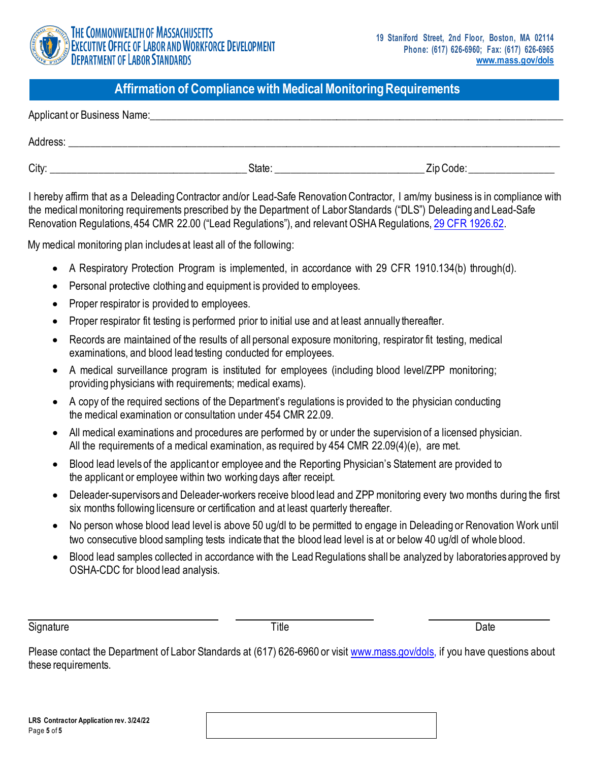THE COMMONWEALTH OF MASSACHUSETTS
EXECUTIVE OFFICE OF LABOR AND WORKFORCE DEVELOPMENT
DEPARTMENT OF LABOR STANDARDS

19 Staniford Street, 2nd Floor, Boston, MA 02114
Phone: (617) 626-6960; Fax: (617) 626-6965
www.mass.gov/dols

## Affirmation of Compliance with Medical Monitoring Requirements

Applicant or Business Name:_______________________________________________

Address: _______________________________________________

City: ______________________ State: ______________________ Zip Code: ______________

I hereby affirm that as a Deleading Contractor and/or Lead-Safe Renovation Contractor, I am/my business is in compliance with the medical monitoring requirements prescribed by the Department of Labor Standards ("DLS") Deleading and Lead-Safe Renovation Regulations, 454 CMR 22.00 ("Lead Regulations"), and relevant OSHA Regulations, 29 CFR 1926.62.

My medical monitoring plan includes at least all of the following:

- A Respiratory Protection Program is implemented, in accordance with 29 CFR 1910.134(b) through(d).
- Personal protective clothing and equipment is provided to employees.
- Proper respirator is provided to employees.
- Proper respirator fit testing is performed prior to initial use and at least annually thereafter.
- Records are maintained of the results of all personal exposure monitoring, respirator fit testing, medical examinations, and blood lead testing conducted for employees.
- A medical surveillance program is instituted for employees (including blood level/ZPP monitoring; providing physicians with requirements; medical exams).
- A copy of the required sections of the Department's regulations is provided to the physician conducting the medical examination or consultation under 454 CMR 22.09.
- All medical examinations and procedures are performed by or under the supervision of a licensed physician. All the requirements of a medical examination, as required by 454 CMR 22.09(4)(e), are met.
- Blood lead levels of the applicant or employee and the Reporting Physician's Statement are provided to the applicant or employee within two working days after receipt.
- Deleader-supervisors and Deleader-workers receive blood lead and ZPP monitoring every two months during the first six months following licensure or certification and at least quarterly thereafter.
- No person whose blood lead level is above 50 ug/dl to be permitted to engage in Deleading or Renovation Work until two consecutive blood sampling tests indicate that the blood lead level is at or below 40 ug/dl of whole blood.
- Blood lead samples collected in accordance with the Lead Regulations shall be analyzed by laboratories approved by OSHA-CDC for blood lead analysis.

______________________ ______________________ ______________________
Signature Title Date

Please contact the Department of Labor Standards at (617) 626-6960 or visit www.mass.gov/dols, if you have questions about these requirements.

LRS Contractor Application rev. 3/24/22